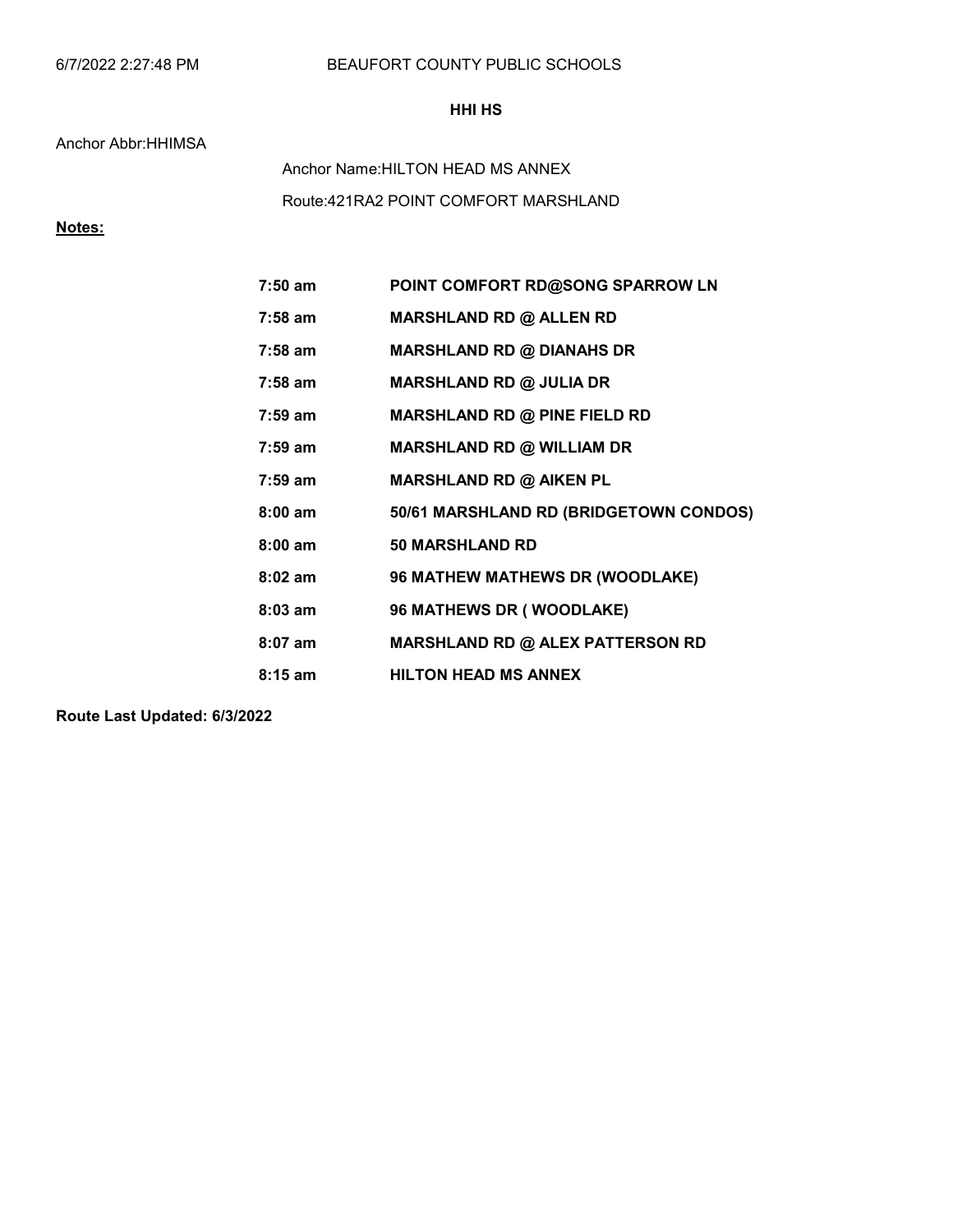6/7/2022 2:27:48 PM BEAUFORT COUNTY PUBLIC SCHOOLS

**HHI HS**

Anchor Abbr:HHIMSA

Anchor Name:HILTON HEAD MS ANNEX

Route:421RA2 POINT COMFORT MARSHLAND

**Notes:**

| | |
|---|---|
| **7:50 am** | **POINT COMFORT RD@SONG SPARROW LN** |
| **7:58 am** | **MARSHLAND RD @ ALLEN RD** |
| **7:58 am** | **MARSHLAND RD @ DIANAHS DR** |
| **7:58 am** | **MARSHLAND RD @ JULIA DR** |
| **7:59 am** | **MARSHLAND RD @ PINE FIELD RD** |
| **7:59 am** | **MARSHLAND RD @ WILLIAM DR** |
| **7:59 am** | **MARSHLAND RD @ AIKEN PL** |
| **8:00 am** | **50/61 MARSHLAND RD (BRIDGETOWN CONDOS)** |
| **8:00 am** | **50 MARSHLAND RD** |
| **8:02 am** | **96 MATHEW MATHEWS DR (WOODLAKE)** |
| **8:03 am** | **96 MATHEWS DR ( WOODLAKE)** |
| **8:07 am** | **MARSHLAND RD @ ALEX PATTERSON RD** |
| **8:15 am** | **HILTON HEAD MS ANNEX** |

**Route Last Updated: 6/3/2022**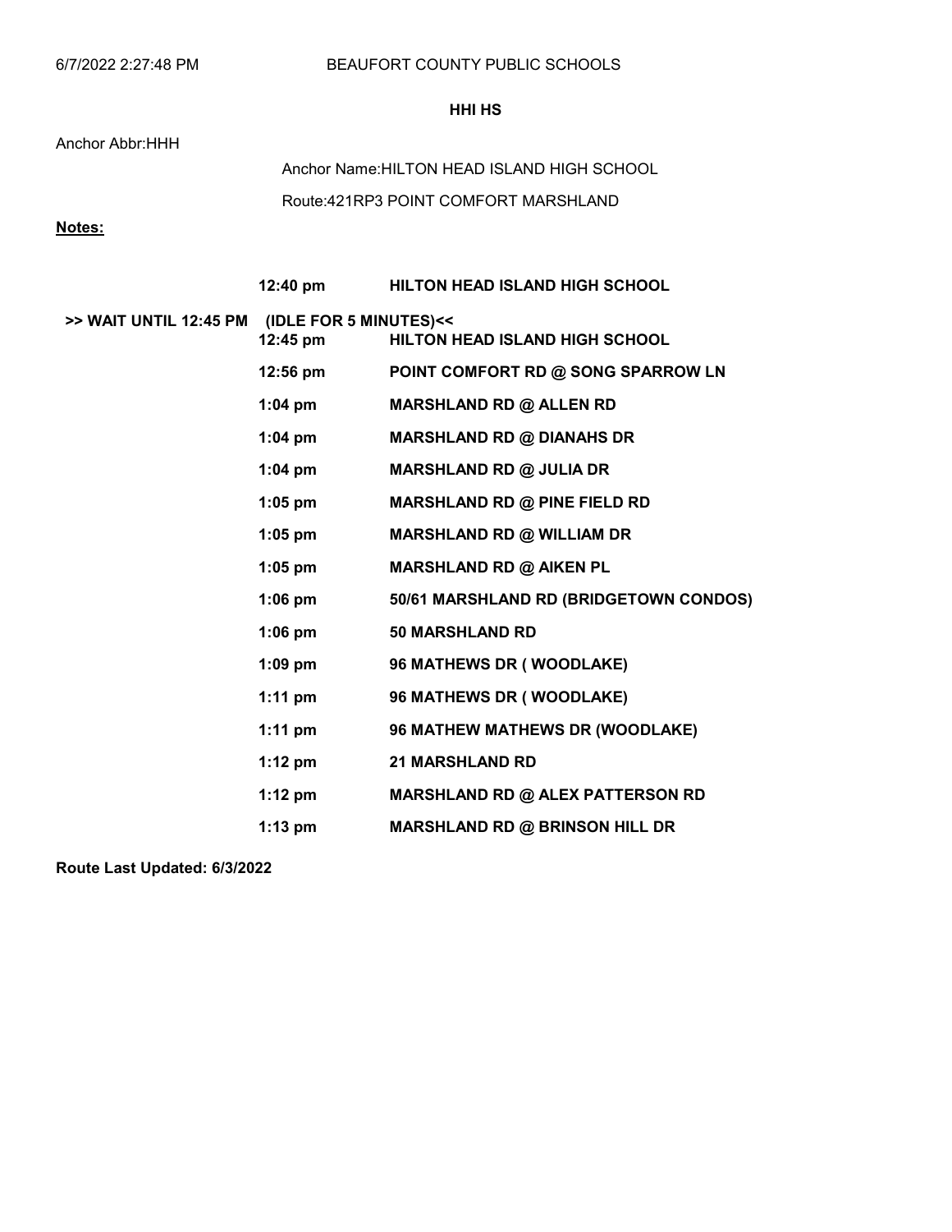BEAUFORT COUNTY PUBLIC SCHOOLS

**HHI HS**

Anchor Abbr:HHH

Anchor Name:HILTON HEAD ISLAND HIGH SCHOOL

Route:421RP3 POINT COMFORT MARSHLAND

**Notes:**

| | Time | Stop |
|---|---|---|
| | **12:40 pm** | **HILTON HEAD ISLAND HIGH SCHOOL** |
| **>> WAIT UNTIL 12:45 PM** | **(IDLE FOR 5 MINUTES)<<** | |
| | **12:45 pm** | **HILTON HEAD ISLAND HIGH SCHOOL** |
| | **12:56 pm** | **POINT COMFORT RD @ SONG SPARROW LN** |
| | **1:04 pm** | **MARSHLAND RD @ ALLEN RD** |
| | **1:04 pm** | **MARSHLAND RD @ DIANAHS DR** |
| | **1:04 pm** | **MARSHLAND RD @ JULIA DR** |
| | **1:05 pm** | **MARSHLAND RD @ PINE FIELD RD** |
| | **1:05 pm** | **MARSHLAND RD @ WILLIAM DR** |
| | **1:05 pm** | **MARSHLAND RD @ AIKEN PL** |
| | **1:06 pm** | **50/61 MARSHLAND RD (BRIDGETOWN CONDOS)** |
| | **1:06 pm** | **50 MARSHLAND RD** |
| | **1:09 pm** | **96 MATHEWS DR ( WOODLAKE)** |
| | **1:11 pm** | **96 MATHEWS DR ( WOODLAKE)** |
| | **1:11 pm** | **96 MATHEW MATHEWS DR (WOODLAKE)** |
| | **1:12 pm** | **21 MARSHLAND RD** |
| | **1:12 pm** | **MARSHLAND RD @ ALEX PATTERSON RD** |
| | **1:13 pm** | **MARSHLAND RD @ BRINSON HILL DR** |

**Route Last Updated: 6/3/2022**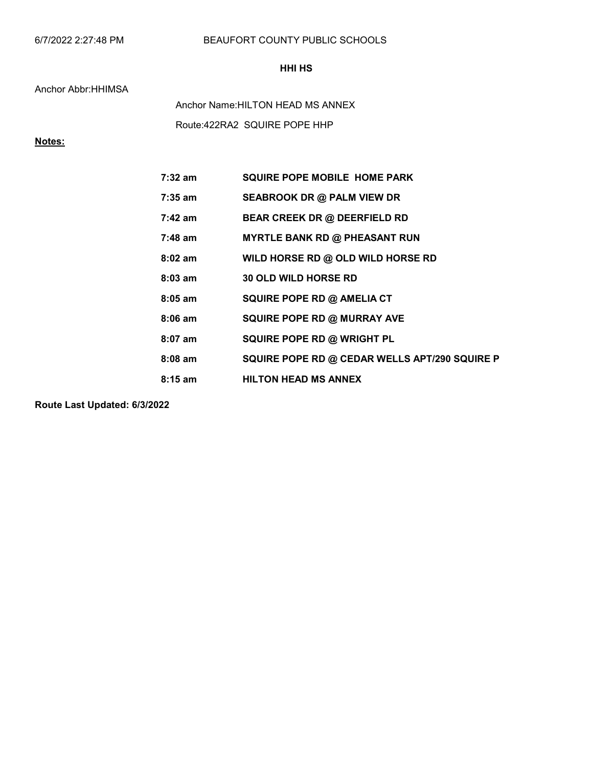BEAUFORT COUNTY PUBLIC SCHOOLS

**HHI HS**

Anchor Abbr:HHIMSA

Anchor Name:HILTON HEAD MS ANNEX

Route:422RA2 SQUIRE POPE HHP

**Notes:**

| | |
|---|---|
| **7:32 am** | **SQUIRE POPE MOBILE HOME PARK** |
| **7:35 am** | **SEABROOK DR @ PALM VIEW DR** |
| **7:42 am** | **BEAR CREEK DR @ DEERFIELD RD** |
| **7:48 am** | **MYRTLE BANK RD @ PHEASANT RUN** |
| **8:02 am** | **WILD HORSE RD @ OLD WILD HORSE RD** |
| **8:03 am** | **30 OLD WILD HORSE RD** |
| **8:05 am** | **SQUIRE POPE RD @ AMELIA CT** |
| **8:06 am** | **SQUIRE POPE RD @ MURRAY AVE** |
| **8:07 am** | **SQUIRE POPE RD @ WRIGHT PL** |
| **8:08 am** | **SQUIRE POPE RD @ CEDAR WELLS APT/290 SQUIRE P** |
| **8:15 am** | **HILTON HEAD MS ANNEX** |

**Route Last Updated: 6/3/2022**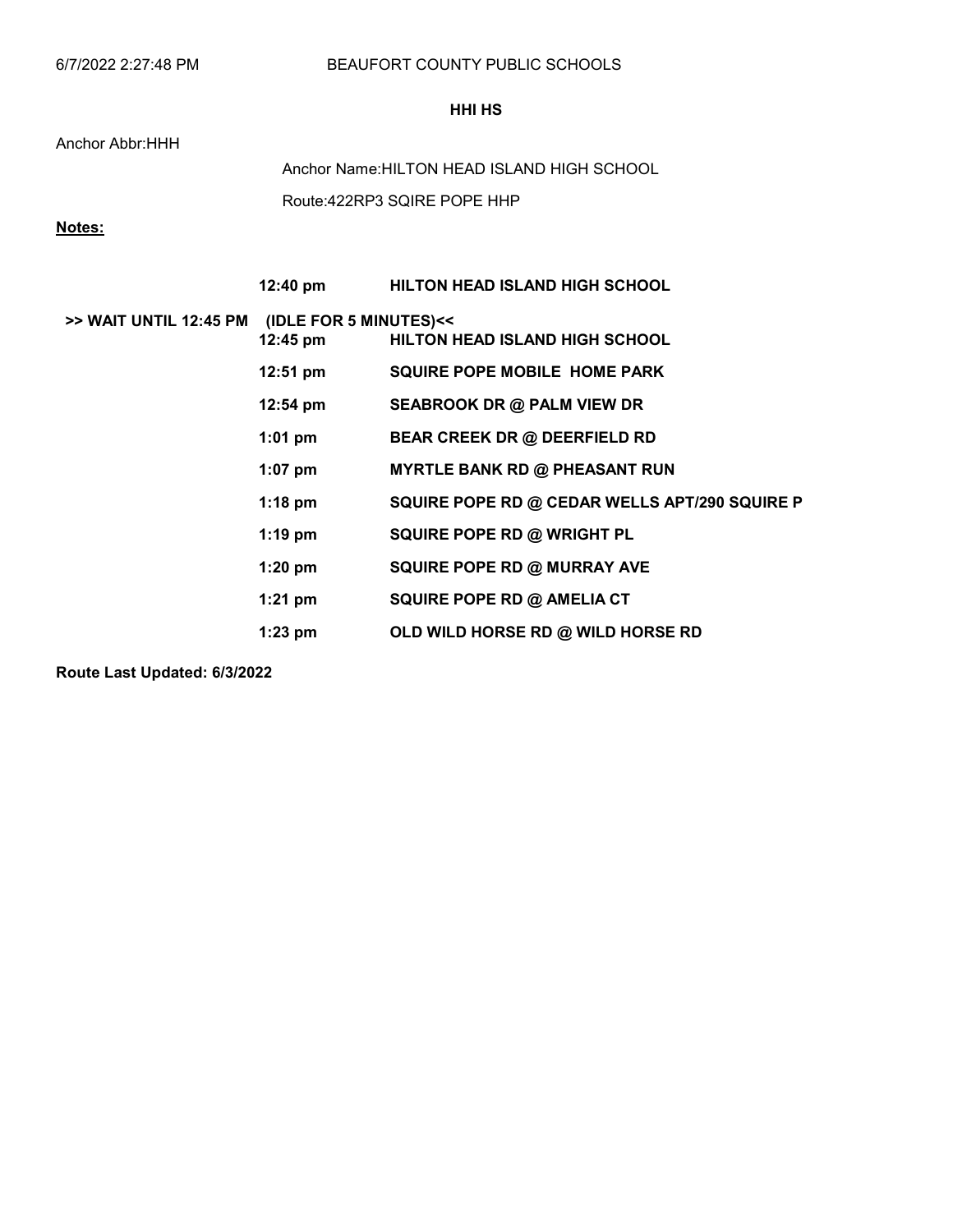6/7/2022 2:27:48 PM BEAUFORT COUNTY PUBLIC SCHOOLS

**HHI HS**

Anchor Abbr:HHH

Anchor Name:HILTON HEAD ISLAND HIGH SCHOOL

Route:422RP3 SQIRE POPE HHP

**Notes:**

| | | |
|---|---|---|
| | **12:40 pm** | **HILTON HEAD ISLAND HIGH SCHOOL** |
| **>> WAIT UNTIL 12:45 PM** | **(IDLE FOR 5 MINUTES)<<** | |
| | **12:45 pm** | **HILTON HEAD ISLAND HIGH SCHOOL** |
| | **12:51 pm** | **SQUIRE POPE MOBILE HOME PARK** |
| | **12:54 pm** | **SEABROOK DR @ PALM VIEW DR** |
| | **1:01 pm** | **BEAR CREEK DR @ DEERFIELD RD** |
| | **1:07 pm** | **MYRTLE BANK RD @ PHEASANT RUN** |
| | **1:18 pm** | **SQUIRE POPE RD @ CEDAR WELLS APT/290 SQUIRE P** |
| | **1:19 pm** | **SQUIRE POPE RD @ WRIGHT PL** |
| | **1:20 pm** | **SQUIRE POPE RD @ MURRAY AVE** |
| | **1:21 pm** | **SQUIRE POPE RD @ AMELIA CT** |
| | **1:23 pm** | **OLD WILD HORSE RD @ WILD HORSE RD** |

**Route Last Updated: 6/3/2022**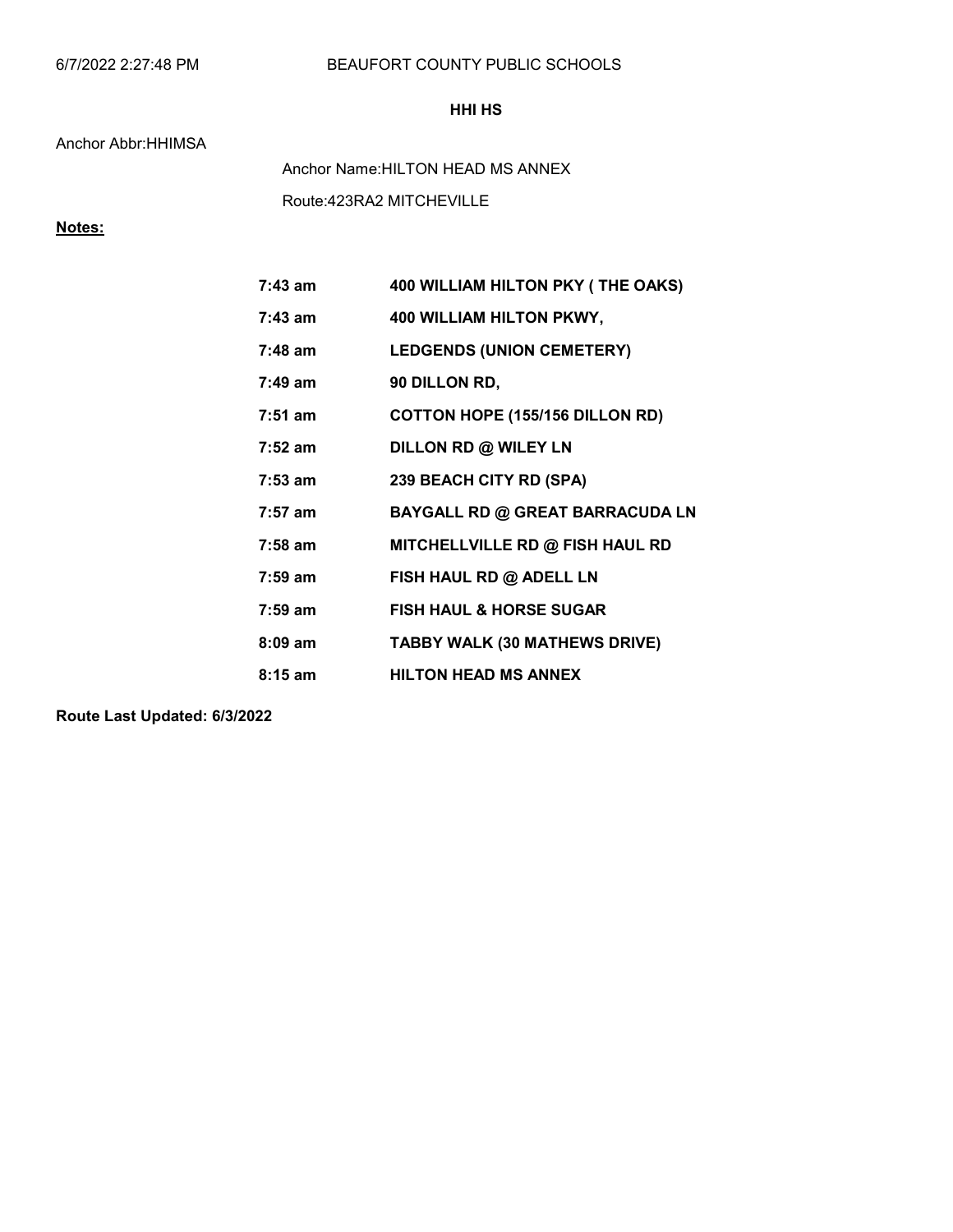6/7/2022 2:27:48 PM BEAUFORT COUNTY PUBLIC SCHOOLS

**HHI HS**

Anchor Abbr:HHIMSA

Anchor Name:HILTON HEAD MS ANNEX

Route:423RA2 MITCHEVILLE

**Notes:**

| | |
|---|---|
| **7:43 am** | **400 WILLIAM HILTON PKY ( THE OAKS)** |
| **7:43 am** | **400 WILLIAM HILTON PKWY,** |
| **7:48 am** | **LEDGENDS (UNION CEMETERY)** |
| **7:49 am** | **90 DILLON RD,** |
| **7:51 am** | **COTTON HOPE (155/156 DILLON RD)** |
| **7:52 am** | **DILLON RD @ WILEY LN** |
| **7:53 am** | **239 BEACH CITY RD (SPA)** |
| **7:57 am** | **BAYGALL RD @ GREAT BARRACUDA LN** |
| **7:58 am** | **MITCHELLVILLE RD @ FISH HAUL RD** |
| **7:59 am** | **FISH HAUL RD @ ADELL LN** |
| **7:59 am** | **FISH HAUL & HORSE SUGAR** |
| **8:09 am** | **TABBY WALK (30 MATHEWS DRIVE)** |
| **8:15 am** | **HILTON HEAD MS ANNEX** |

**Route Last Updated: 6/3/2022**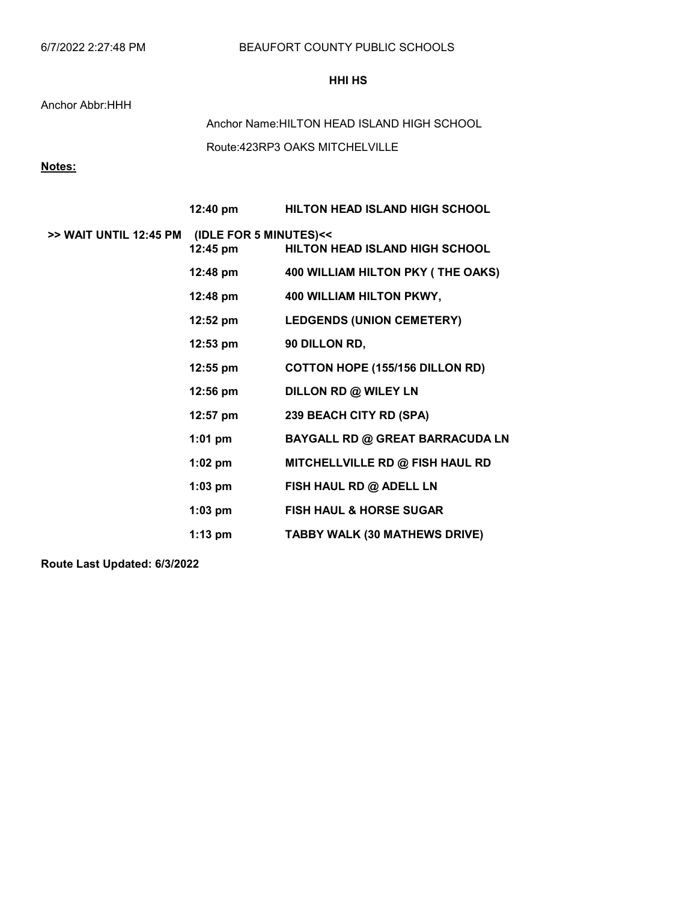BEAUFORT COUNTY PUBLIC SCHOOLS

**HHI HS**

Anchor Abbr:HHH

Anchor Name:HILTON HEAD ISLAND HIGH SCHOOL

Route:423RP3 OAKS MITCHELVILLE

**Notes:**

| | Time | Stop |
|---|---|---|
| | **12:40 pm** | **HILTON HEAD ISLAND HIGH SCHOOL** |
| **>> WAIT UNTIL 12:45 PM (IDLE FOR 5 MINUTES)<<** | **12:45 pm** | **HILTON HEAD ISLAND HIGH SCHOOL** |
| | **12:48 pm** | **400 WILLIAM HILTON PKY ( THE OAKS)** |
| | **12:48 pm** | **400 WILLIAM HILTON PKWY,** |
| | **12:52 pm** | **LEDGENDS (UNION CEMETERY)** |
| | **12:53 pm** | **90 DILLON RD,** |
| | **12:55 pm** | **COTTON HOPE (155/156 DILLON RD)** |
| | **12:56 pm** | **DILLON RD @ WILEY LN** |
| | **12:57 pm** | **239 BEACH CITY RD (SPA)** |
| | **1:01 pm** | **BAYGALL RD @ GREAT BARRACUDA LN** |
| | **1:02 pm** | **MITCHELLVILLE RD @ FISH HAUL RD** |
| | **1:03 pm** | **FISH HAUL RD @ ADELL LN** |
| | **1:03 pm** | **FISH HAUL & HORSE SUGAR** |
| | **1:13 pm** | **TABBY WALK (30 MATHEWS DRIVE)** |

**Route Last Updated: 6/3/2022**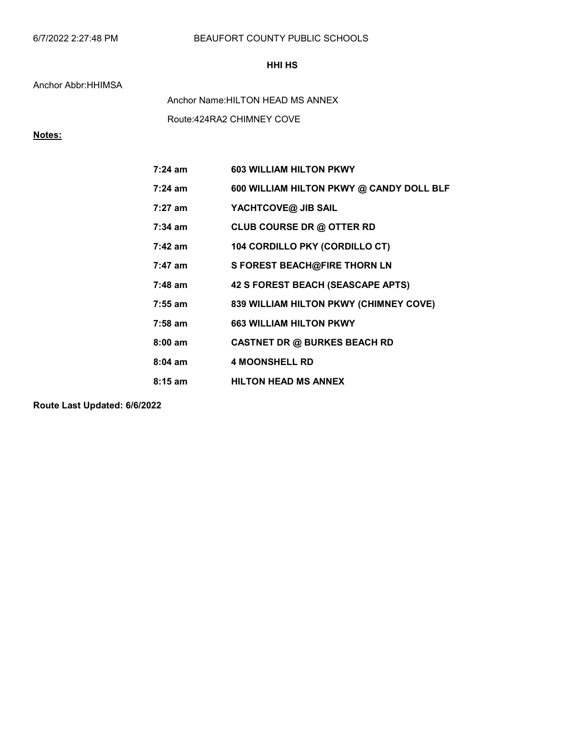6/7/2022 2:27:48 PM BEAUFORT COUNTY PUBLIC SCHOOLS

**HHI HS**

Anchor Abbr:HHIMSA

Anchor Name:HILTON HEAD MS ANNEX

Route:424RA2 CHIMNEY COVE

**Notes:**

| | |
|---|---|
| **7:24 am** | **603 WILLIAM HILTON PKWY** |
| **7:24 am** | **600 WILLIAM HILTON PKWY @ CANDY DOLL BLF** |
| **7:27 am** | **YACHTCOVE@ JIB SAIL** |
| **7:34 am** | **CLUB COURSE DR @ OTTER RD** |
| **7:42 am** | **104 CORDILLO PKY (CORDILLO CT)** |
| **7:47 am** | **S FOREST BEACH@FIRE THORN LN** |
| **7:48 am** | **42 S FOREST BEACH (SEASCAPE APTS)** |
| **7:55 am** | **839 WILLIAM HILTON PKWY (CHIMNEY COVE)** |
| **7:58 am** | **663 WILLIAM HILTON PKWY** |
| **8:00 am** | **CASTNET DR @ BURKES BEACH RD** |
| **8:04 am** | **4 MOONSHELL RD** |
| **8:15 am** | **HILTON HEAD MS ANNEX** |

**Route Last Updated: 6/6/2022**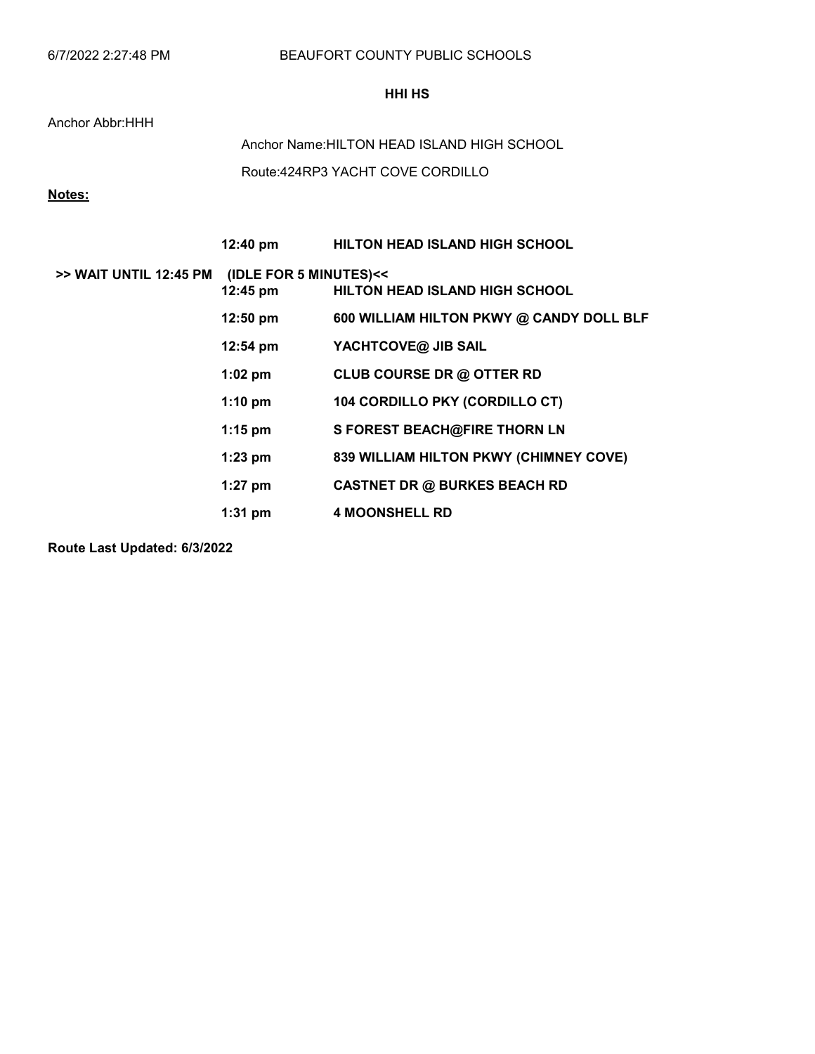6/7/2022 2:27:48 PM BEAUFORT COUNTY PUBLIC SCHOOLS

**HHI HS**

Anchor Abbr:HHH

Anchor Name:HILTON HEAD ISLAND HIGH SCHOOL

Route:424RP3 YACHT COVE CORDILLO

**Notes:**

| | | |
|---|---|---|
| | **12:40 pm** | **HILTON HEAD ISLAND HIGH SCHOOL** |
| **>> WAIT UNTIL 12:45 PM** | **(IDLE FOR 5 MINUTES)<<** | |
| | **12:45 pm** | **HILTON HEAD ISLAND HIGH SCHOOL** |
| | **12:50 pm** | **600 WILLIAM HILTON PKWY @ CANDY DOLL BLF** |
| | **12:54 pm** | **YACHTCOVE@ JIB SAIL** |
| | **1:02 pm** | **CLUB COURSE DR @ OTTER RD** |
| | **1:10 pm** | **104 CORDILLO PKY (CORDILLO CT)** |
| | **1:15 pm** | **S FOREST BEACH@FIRE THORN LN** |
| | **1:23 pm** | **839 WILLIAM HILTON PKWY (CHIMNEY COVE)** |
| | **1:27 pm** | **CASTNET DR @ BURKES BEACH RD** |
| | **1:31 pm** | **4 MOONSHELL RD** |

**Route Last Updated: 6/3/2022**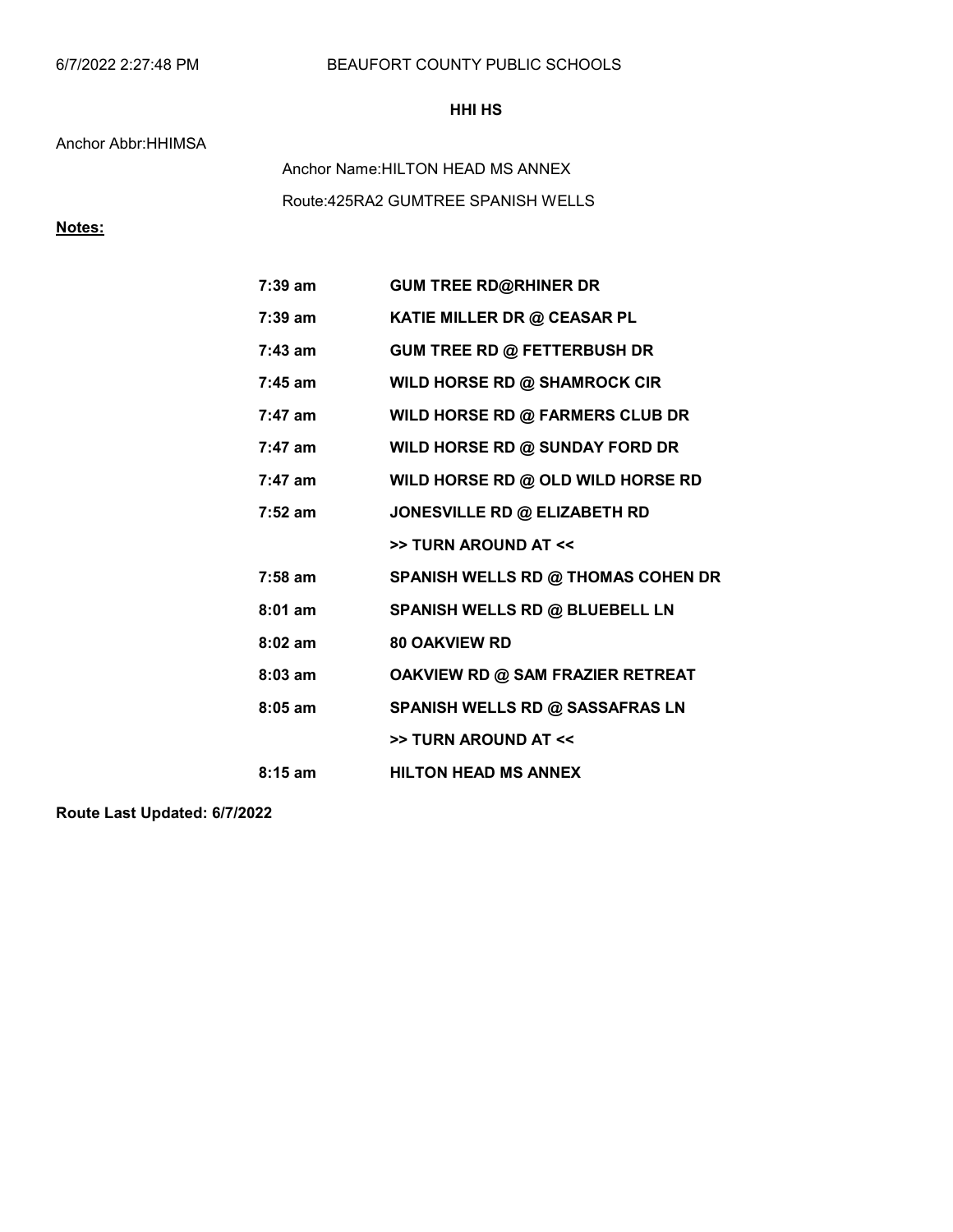**HHI HS**

Anchor Abbr:HHIMSA

Anchor Name:HILTON HEAD MS ANNEX

Route:425RA2 GUMTREE SPANISH WELLS

**Notes:**

| | |
|---|---|
| 7:39 am | GUM TREE RD@RHINER DR |
| 7:39 am | KATIE MILLER DR @ CEASAR PL |
| 7:43 am | GUM TREE RD @ FETTERBUSH DR |
| 7:45 am | WILD HORSE RD @ SHAMROCK CIR |
| 7:47 am | WILD HORSE RD @ FARMERS CLUB DR |
| 7:47 am | WILD HORSE RD @ SUNDAY FORD DR |
| 7:47 am | WILD HORSE RD @ OLD WILD HORSE RD |
| 7:52 am | JONESVILLE RD @ ELIZABETH RD |
| | >> TURN AROUND AT << |
| 7:58 am | SPANISH WELLS RD @ THOMAS COHEN DR |
| 8:01 am | SPANISH WELLS RD @ BLUEBELL LN |
| 8:02 am | 80 OAKVIEW RD |
| 8:03 am | OAKVIEW RD @ SAM FRAZIER RETREAT |
| 8:05 am | SPANISH WELLS RD @ SASSAFRAS LN |
| | >> TURN AROUND AT << |
| 8:15 am | HILTON HEAD MS ANNEX |

**Route Last Updated: 6/7/2022**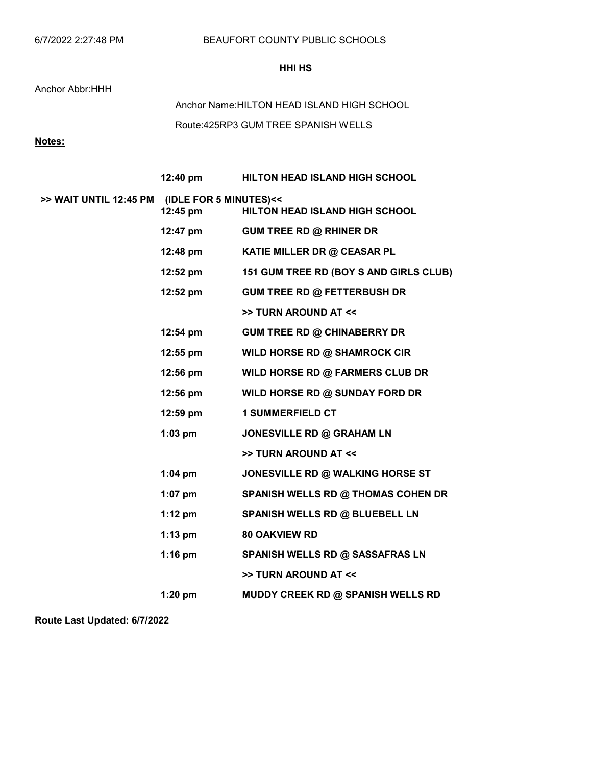6/7/2022 2:27:48 PM BEAUFORT COUNTY PUBLIC SCHOOLS

**HHI HS**

Anchor Abbr:HHH

Anchor Name:HILTON HEAD ISLAND HIGH SCHOOL

Route:425RP3 GUM TREE SPANISH WELLS

**Notes:**

| | | |
|---|---|---|
| | **12:40 pm** | **HILTON HEAD ISLAND HIGH SCHOOL** |
| **>> WAIT UNTIL 12:45 PM** | **(IDLE FOR 5 MINUTES)<<** | |
| | **12:45 pm** | **HILTON HEAD ISLAND HIGH SCHOOL** |
| | **12:47 pm** | **GUM TREE RD @ RHINER DR** |
| | **12:48 pm** | **KATIE MILLER DR @ CEASAR PL** |
| | **12:52 pm** | **151 GUM TREE RD (BOY S AND GIRLS CLUB)** |
| | **12:52 pm** | **GUM TREE RD @ FETTERBUSH DR** |
| | | **>> TURN AROUND AT <<** |
| | **12:54 pm** | **GUM TREE RD @ CHINABERRY DR** |
| | **12:55 pm** | **WILD HORSE RD @ SHAMROCK CIR** |
| | **12:56 pm** | **WILD HORSE RD @ FARMERS CLUB DR** |
| | **12:56 pm** | **WILD HORSE RD @ SUNDAY FORD DR** |
| | **12:59 pm** | **1 SUMMERFIELD CT** |
| | **1:03 pm** | **JONESVILLE RD @ GRAHAM LN** |
| | | **>> TURN AROUND AT <<** |
| | **1:04 pm** | **JONESVILLE RD @ WALKING HORSE ST** |
| | **1:07 pm** | **SPANISH WELLS RD @ THOMAS COHEN DR** |
| | **1:12 pm** | **SPANISH WELLS RD @ BLUEBELL LN** |
| | **1:13 pm** | **80 OAKVIEW RD** |
| | **1:16 pm** | **SPANISH WELLS RD @ SASSAFRAS LN** |
| | | **>> TURN AROUND AT <<** |
| | **1:20 pm** | **MUDDY CREEK RD @ SPANISH WELLS RD** |

**Route Last Updated: 6/7/2022**